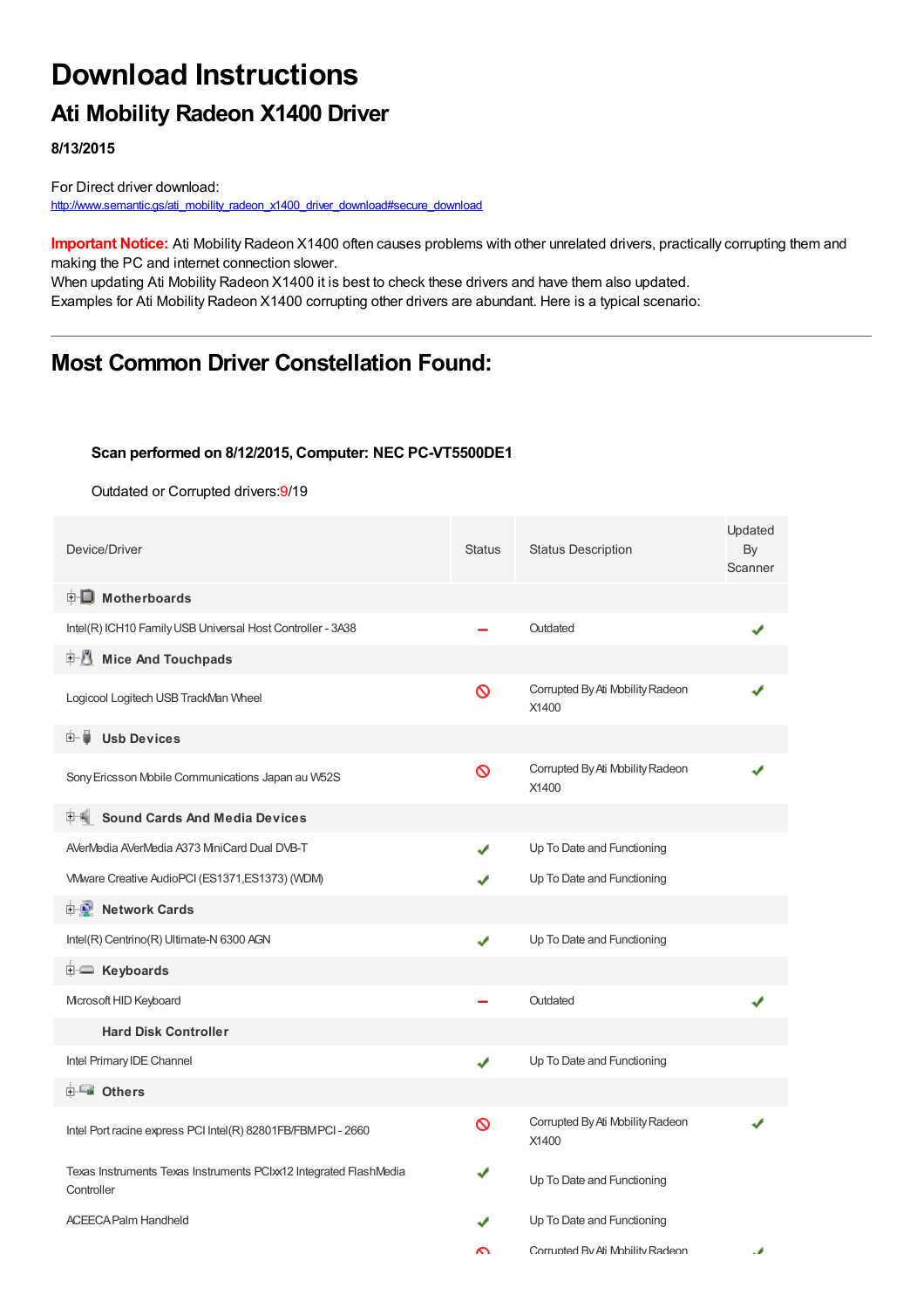# Download Instructions

## Ati Mobility Radeon X1400 Driver

**8/13/2015**

For Direct driver download:
http://www.semantic.gs/ati_mobility_radeon_x1400_driver_download#secure_download

**Important Notice:** Ati Mobility Radeon X1400 often causes problems with other unrelated drivers, practically corrupting them and making the PC and internet connection slower.
When updating Ati Mobility Radeon X1400 it is best to check these drivers and have them also updated.
Examples for Ati Mobility Radeon X1400 corrupting other drivers are abundant. Here is a typical scenario:

## Most Common Driver Constellation Found:

**Scan performed on 8/12/2015, Computer: NEC PC-VT5500DE1**

Outdated or Corrupted drivers:9/19

| Device/Driver | Status | Status Description | Updated By Scanner |
|---|---|---|---|
| **Motherboards** | | | |
| Intel(R) ICH10 Family USB Universal Host Controller - 3A38 | – | Outdated | ✔ |
| **Mice And Touchpads** | | | |
| Logicool Logitech USB TrackMan Wheel | ⊘ | Corrupted By Ati Mobility Radeon X1400 | ✔ |
| **Usb Devices** | | | |
| Sony Ericsson Mobile Communications Japan au W52S | ⊘ | Corrupted By Ati Mobility Radeon X1400 | ✔ |
| **Sound Cards And Media Devices** | | | |
| AVerMedia AVerMedia A373 MiniCard Dual DVB-T | ✔ | Up To Date and Functioning | |
| VMware Creative AudioPCI (ES1371,ES1373) (WDM) | ✔ | Up To Date and Functioning | |
| **Network Cards** | | | |
| Intel(R) Centrino(R) Ultimate-N 6300 AGN | ✔ | Up To Date and Functioning | |
| **Keyboards** | | | |
| Microsoft HID Keyboard | – | Outdated | ✔ |
| **Hard Disk Controller** | | | |
| Intel Primary IDE Channel | ✔ | Up To Date and Functioning | |
| **Others** | | | |
| Intel Port racine express PCI Intel(R) 82801FB/FBM PCI - 2660 | ⊘ | Corrupted By Ati Mobility Radeon X1400 | ✔ |
| Texas Instruments Texas Instruments PCIxx12 Integrated FlashMedia Controller | ✔ | Up To Date and Functioning | |
| ACEECA Palm Handheld | ✔ | Up To Date and Functioning | |
| | ⊘ | Corrupted By Ati Mobility Radeon | ✔ |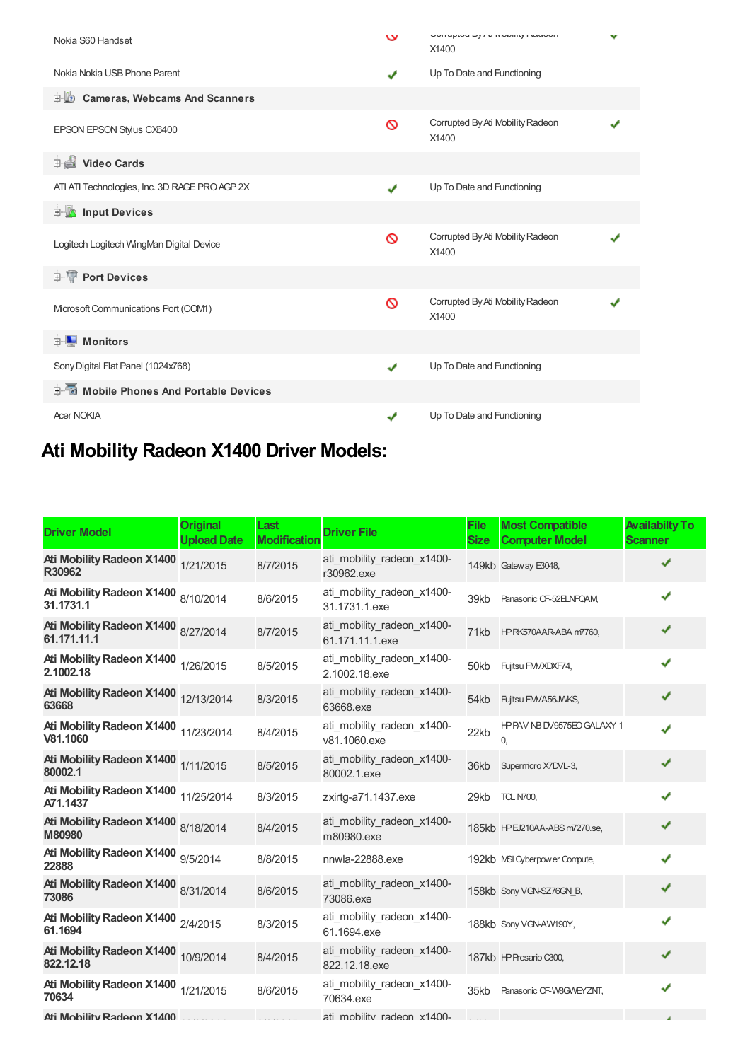| | | | |
|---|---|---|---|
| Nokia S60 Handset | ⊘ | Corrupted By Ati Mobility Radeon X1400 | ✔ |
| Nokia Nokia USB Phone Parent | ✔ | Up To Date and Functioning | |
| **Cameras, Webcams And Scanners** | | | |
| EPSON EPSON Stylus CX6400 | ⊘ | Corrupted By Ati Mobility Radeon X1400 | ✔ |
| **Video Cards** | | | |
| ATI ATI Technologies, Inc. 3D RAGE PRO AGP 2X | ✔ | Up To Date and Functioning | |
| **Input Devices** | | | |
| Logitech Logitech WingMan Digital Device | ⊘ | Corrupted By Ati Mobility Radeon X1400 | ✔ |
| **Port Devices** | | | |
| Microsoft Communications Port (COM1) | ⊘ | Corrupted By Ati Mobility Radeon X1400 | ✔ |
| **Monitors** | | | |
| Sony Digital Flat Panel (1024x768) | ✔ | Up To Date and Functioning | |
| **Mobile Phones And Portable Devices** | | | |
| Acer NOKIA | ✔ | Up To Date and Functioning | |

# Ati Mobility Radeon X1400 Driver Models:

| Driver Model | Original Upload Date | Last Modification | Driver File | File Size | Most Compatible Computer Model | Availabilty To Scanner |
|---|---|---|---|---|---|---|
| **Ati Mobility Radeon X1400 R30962** | 1/21/2015 | 8/7/2015 | ati_mobility_radeon_x1400-r30962.exe | 149kb | Gateway E3048, | ✔ |
| **Ati Mobility Radeon X1400 31.1731.1** | 8/10/2014 | 8/6/2015 | ati_mobility_radeon_x1400-31.1731.1.exe | 39kb | Panasonic CF-52ELNFQAM, | ✔ |
| **Ati Mobility Radeon X1400 61.171.11.1** | 8/27/2014 | 8/7/2015 | ati_mobility_radeon_x1400-61.171.11.1.exe | 71kb | HP RK570AAR-ABA m7760, | ✔ |
| **Ati Mobility Radeon X1400 2.1002.18** | 1/26/2015 | 8/5/2015 | ati_mobility_radeon_x1400-2.1002.18.exe | 50kb | Fujitsu FMVXDXF74, | ✔ |
| **Ati Mobility Radeon X1400 63668** | 12/13/2014 | 8/3/2015 | ati_mobility_radeon_x1400-63668.exe | 54kb | Fujitsu FMVA56JWKS, | ✔ |
| **Ati Mobility Radeon X1400 V81.1060** | 11/23/2014 | 8/4/2015 | ati_mobility_radeon_x1400-v81.1060.exe | 22kb | HP PAV NB DV9575EO GALAXY 1 0, | ✔ |
| **Ati Mobility Radeon X1400 80002.1** | 1/11/2015 | 8/5/2015 | ati_mobility_radeon_x1400-80002.1.exe | 36kb | Supermicro X7DVL-3, | ✔ |
| **Ati Mobility Radeon X1400 A71.1437** | 11/25/2014 | 8/3/2015 | zxirtg-a71.1437.exe | 29kb | TCL N700, | ✔ |
| **Ati Mobility Radeon X1400 M80980** | 8/18/2014 | 8/4/2015 | ati_mobility_radeon_x1400-m80980.exe | 185kb | HP EJ210AA-ABS m7270.se, | ✔ |
| **Ati Mobility Radeon X1400 22888** | 9/5/2014 | 8/8/2015 | nnwla-22888.exe | 192kb | MSI Cyberpower Compute, | ✔ |
| **Ati Mobility Radeon X1400 73086** | 8/31/2014 | 8/6/2015 | ati_mobility_radeon_x1400-73086.exe | 158kb | Sony VGN-SZ76GN_B, | ✔ |
| **Ati Mobility Radeon X1400 61.1694** | 2/4/2015 | 8/3/2015 | ati_mobility_radeon_x1400-61.1694.exe | 188kb | Sony VGN-AW190Y, | ✔ |
| **Ati Mobility Radeon X1400 822.12.18** | 10/9/2014 | 8/4/2015 | ati_mobility_radeon_x1400-822.12.18.exe | 187kb | HP Presario C300, | ✔ |
| **Ati Mobility Radeon X1400 70634** | 1/21/2015 | 8/6/2015 | ati_mobility_radeon_x1400-70634.exe | 35kb | Panasonic CF-W8GWEYZNT, | ✔ |
| **Ati Mobility Radeon X1400** | | | ati_mobility_radeon_x1400- | | | ✔ |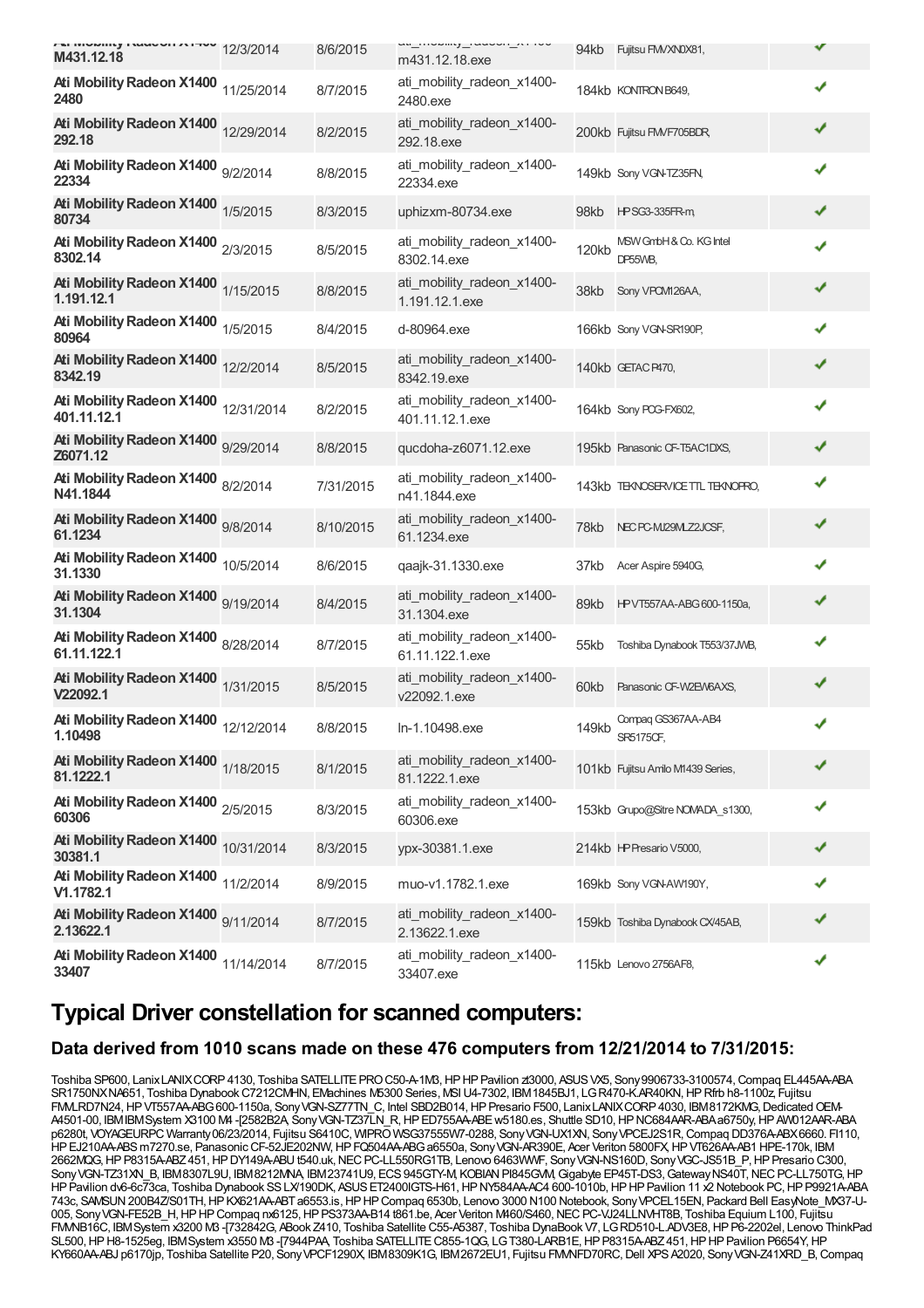| | | | | | |
|---|---|---|---|---|---|
| Ati Mobility Radeon X1400 M431.12.18 | 12/3/2014 | 8/6/2015 | ati_mobility_radeon_x1400-m431.12.18.exe | 94kb | Fujitsu FMVXNOX81, | ✔ |
| Ati Mobility Radeon X1400 2480 | 11/25/2014 | 8/7/2015 | ati_mobility_radeon_x1400-2480.exe | 184kb | KONTRON B649, | ✔ |
| Ati Mobility Radeon X1400 292.18 | 12/29/2014 | 8/2/2015 | ati_mobility_radeon_x1400-292.18.exe | 200kb | Fujitsu FMVF705BDR, | ✔ |
| Ati Mobility Radeon X1400 22334 | 9/2/2014 | 8/8/2015 | ati_mobility_radeon_x1400-22334.exe | 149kb | Sony VGN-TZ35FN, | ✔ |
| Ati Mobility Radeon X1400 80734 | 1/5/2015 | 8/3/2015 | uphizxm-80734.exe | 98kb | HP SG3-335FR-m, | ✔ |
| Ati Mobility Radeon X1400 8302.14 | 2/3/2015 | 8/5/2015 | ati_mobility_radeon_x1400-8302.14.exe | 120kb | MSW GmbH & Co. KG Intel DP55WB, | ✔ |
| Ati Mobility Radeon X1400 1.191.12.1 | 1/15/2015 | 8/8/2015 | ati_mobility_radeon_x1400-1.191.12.1.exe | 38kb | Sony VPCM126AA, | ✔ |
| Ati Mobility Radeon X1400 80964 | 1/5/2015 | 8/4/2015 | d-80964.exe | 166kb | Sony VGN-SR190P, | ✔ |
| Ati Mobility Radeon X1400 8342.19 | 12/2/2014 | 8/5/2015 | ati_mobility_radeon_x1400-8342.19.exe | 140kb | GETAC P470, | ✔ |
| Ati Mobility Radeon X1400 401.11.12.1 | 12/31/2014 | 8/2/2015 | ati_mobility_radeon_x1400-401.11.12.1.exe | 164kb | Sony PCG-FX602, | ✔ |
| Ati Mobility Radeon X1400 Z6071.12 | 9/29/2014 | 8/8/2015 | qucdoha-z6071.12.exe | 195kb | Panasonic CF-T5AC1DXS, | ✔ |
| Ati Mobility Radeon X1400 N41.1844 | 8/2/2014 | 7/31/2015 | ati_mobility_radeon_x1400-n41.1844.exe | 143kb | TEKNOSERVICE TTL TEKNOPRO, | ✔ |
| Ati Mobility Radeon X1400 61.1234 | 9/8/2014 | 8/10/2015 | ati_mobility_radeon_x1400-61.1234.exe | 78kb | NEC PC-MJ29MLZ2JCSF, | ✔ |
| Ati Mobility Radeon X1400 31.1330 | 10/5/2014 | 8/6/2015 | qaajk-31.1330.exe | 37kb | Acer Aspire 5940G, | ✔ |
| Ati Mobility Radeon X1400 31.1304 | 9/19/2014 | 8/4/2015 | ati_mobility_radeon_x1400-31.1304.exe | 89kb | HP VT557AA-ABG 600-1150a, | ✔ |
| Ati Mobility Radeon X1400 61.11.122.1 | 8/28/2014 | 8/7/2015 | ati_mobility_radeon_x1400-61.11.122.1.exe | 55kb | Toshiba Dynabook T553/37JWB, | ✔ |
| Ati Mobility Radeon X1400 V22092.1 | 1/31/2015 | 8/5/2015 | ati_mobility_radeon_x1400-v22092.1.exe | 60kb | Panasonic CF-W2EW6AXS, | ✔ |
| Ati Mobility Radeon X1400 1.10498 | 12/12/2014 | 8/8/2015 | ln-1.10498.exe | 149kb | Compaq GS367AA-AB4 SR5175CF, | ✔ |
| Ati Mobility Radeon X1400 81.1222.1 | 1/18/2015 | 8/1/2015 | ati_mobility_radeon_x1400-81.1222.1.exe | 101kb | Fujitsu Amilo M1439 Series, | ✔ |
| Ati Mobility Radeon X1400 60306 | 2/5/2015 | 8/3/2015 | ati_mobility_radeon_x1400-60306.exe | 153kb | Grupo@Sitre NOMADA_s1300, | ✔ |
| Ati Mobility Radeon X1400 30381.1 | 10/31/2014 | 8/3/2015 | ypx-30381.1.exe | 214kb | HP Presario V5000, | ✔ |
| Ati Mobility Radeon X1400 V1.1782.1 | 11/2/2014 | 8/9/2015 | muo-v1.1782.1.exe | 169kb | Sony VGN-AW190Y, | ✔ |
| Ati Mobility Radeon X1400 2.13622.1 | 9/11/2014 | 8/7/2015 | ati_mobility_radeon_x1400-2.13622.1.exe | 159kb | Toshiba Dynabook CX/45AB, | ✔ |
| Ati Mobility Radeon X1400 33407 | 11/14/2014 | 8/7/2015 | ati_mobility_radeon_x1400-33407.exe | 115kb | Lenovo 2756AF8, | ✔ |

## Typical Driver constellation for scanned computers:

### Data derived from 1010 scans made on these 476 computers from 12/21/2014 to 7/31/2015:

Toshiba SP600, Lanix LANIX CORP 4130, Toshiba SATELLITE PRO C50-A-1M3, HP HP Pavilion zt3000, ASUS VX5, Sony 9906733-3100574, Compaq EL445AA-ABA SR1750NX NA651, Toshiba Dynabook C7212CMHN, EMachines M5300 Series, MSI U4-7302, IBM 1845BJ1, LG R470-K.AR40KN, HP Rfrb h8-1100z, Fujitsu FMVLRD7N24, HP VT557AA-ABG 600-1150a, Sony VGN-SZ77TN_C, Intel SBD2B014, HP Presario F500, Lanix LANIX CORP 4030, IBM 8172KMG, Dedicated OEM-A4501-00, IBM IBM System X3100 M4 -[2582B2A, Sony VGN-TZ37LN_R, HP ED755AA-ABE w5180.es, Shuttle SD10, HP NC684AAR-ABA a6750y, HP AW012AAR-ABA p6280t, VOYAGEURPC Warranty 06/23/2014, Fujitsu S6410C, WIPRO WSG37555W7-0288, Sony VGN-UX1XN, Sony VPCEJ2S1R, Compaq DD376A-ABX 6660. FI110, HP EJ210AA-ABS m7270.se, Panasonic CF-52JE202NW, HP FQ504AA-ABG a6550a, Sony VGN-AR390E, Acer Veriton 5800FX, HP VT626AA-AB1 HPE-170k, IBM 2662MQG, HP P8315A-ABZ 451, HP DY149A-ABU t540.uk, NEC PC-LL550RG1TB, Lenovo 6463WWF, Sony VGN-NS160D, Sony VGC-JS51B_P, HP Presario C300, Sony VGN-TZ31XN_B, IBM 8307L9U, IBM 8212MNA, IBM 23741U9, ECS 945GTY-M, KOBIAN PI845GVM, Gigabyte EP45T-DS3, Gateway NS40T, NEC PC-LL750TG, HP HP Pavilion dv6-6c73ca, Toshiba Dynabook SS LX/190DK, ASUS ET2400IGTS-H61, HP NY584AA-AC4 600-1010b, HP HP Pavilion 11 x2 Notebook PC, HP P9921A-ABA 743c, SAMSUN 200B4Z/S01TH, HP KX621AA-ABT a6553.is, HP HP Compaq 6530b, Lenovo 3000 N100 Notebook, Sony VPCEL15EN, Packard Bell EasyNote_MX37-U-005, Sony VGN-FE52B_H, HP HP Compaq nx6125, HP PS373AA-B14 t861.be, Acer Veriton M460/S460, NEC PC-VJ24LLNVHT8B, Toshiba Equium L100, Fujitsu FMVNB16C, IBM System x3200 M3 -[732842G, ABook Z410, Toshiba Satellite C55-A5387, Toshiba DynaBook V7, LG RD510-L.ADV3E8, HP P6-2202el, Lenovo ThinkPad SL500, HP H8-1525eg, IBM System x3550 M3 -[7944PAA, Toshiba SATELLITE C855-1QG, LG T380-LARB1E, HP P8315A-ABZ 451, HP HP Pavilion P6654Y, HP KY660AA-ABJ p6170jp, Toshiba Satellite P20, Sony VPCF1290X, IBM 8309K1G, IBM 2672EU1, Fujitsu FMVNFD70RC, Dell XPS A2020, Sony VGN-Z41XRD_B, Compaq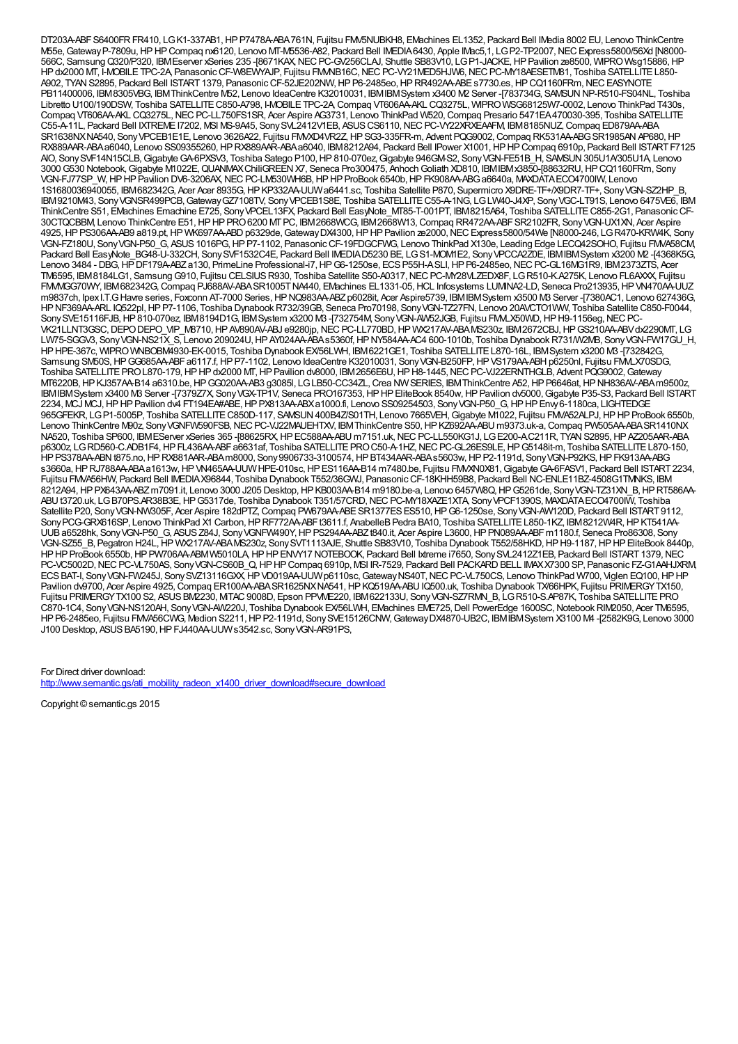DT203A-ABF S6400FR FR410, LG K1-337AB1, HP P7478A-ABA 761N, Fujitsu FMV5NUBKH8, EMachines EL1352, Packard Bell IMedia 8002 EU, Lenovo ThinkCentre M55e, Gateway P-7809u, HP HP Compaq nx6120, Lenovo MT-M5536-A82, Packard Bell IMEDIA 6430, Apple IMac5,1, LG P2-TP2007, NEC Express5800/56Xd [N8000-566C, Samsung Q320/P320, IBM Eserver xSeries 235 -[8671KAX, NEC PC-GV256CLAJ, Shuttle SB83V10, LG P1-JACKE, HP Pavilion ze8500, WIPRO Wsg15886, HP HP dx2000 MT, I-MOBILE TPC-2A, Panasonic CF-W8EWYAJP, Fujitsu FMVNB16C, NEC PC-VY21MED5HJW6, NEC PC-MY18AESETM81, Toshiba SATELLITE L850-A902, TYAN S2895, Packard Bell ISTART 1379, Panasonic CF-52JE202NW, HP P6-2485eo, HP RR492AA-ABE s7730.es, HP CQ1160FRm, NEC EASYNOTE PB11400006, IBM 8305VBG, IBM ThinkCentre M52, Lenovo IdeaCentre K32010031, IBM IBM System x3400 M2 Server -[783734G, SAMSUN NP-R510-FS04NL, Toshiba Libretto U100/190DSW, Toshiba SATELLITE C850-A798, I-MOBILE TPC-2A, Compaq VT606AA-AKL CQ3275L, WIPRO WSG68125W7-0002, Lenovo ThinkPad T430s, Compaq VT606AA-AKL CQ3275L, NEC PC-LL750FS1SR, Acer Aspire AG3731, Lenovo ThinkPad W520, Compaq Presario 5471EA 470030-395, Toshiba SATELLITE C55-A-11L, Packard Bell IXTREME I7202, MSI MS-9A45, Sony SVL2412V1EB, ASUS CS6110, NEC PC-VY22XRXEAAFM, IBM 8185NUZ, Compaq ED879AA-ABA SR1638NX NA540, Sony VPCEB1E1E, Lenovo 3626A22, Fujitsu FMVXD4VR2Z, HP SG3-335FR-m, Advent PQG9002, Compaq RK531AA-ABG SR1985AN AP680, HP RX889AAR-ABA a6040, Lenovo SS09355260, HP RX889AAR-ABA a6040, IBM 8212A94, Packard Bell IPower X1001, HP HP Compaq 6910p, Packard Bell ISTART F7125 AIO, Sony SVF14N15CLB, Gigabyte GA-6PXSV3, Toshiba Satego P100, HP 810-070ez, Gigabyte 946GM-S2, Sony VGN-FE51B_H, SAMSUN 305U1A/305U1A, Lenovo 3000 G530 Notebook, Gigabyte M1022E, QUANMAX ChiliGREEN X7, Seneca Pro300475, Anhoch Goliath XD810, IBM IBM x3850-[88632RU, HP CQ1160FRm, Sony VGN-FJ77SP_W, HP HP Pavilion DV6-3206AX, NEC PC-LM530WH6B, HP HP ProBook 6540b, HP FK908AA-ABG a6640a, MAXDATA ECO4700IW, Lenovo 1S1680036940055, IBM 682342G, Acer Acer 8935G, HP KP332AA-UUW a6441.sc, Toshiba Satellite P870, Supermicro X9DRE-TF+/X9DR7-TF+, Sony VGN-SZ2HP_B, IBM 9210M43, Sony VGNSR499PCB, Gateway GZ7108TV, Sony VPCEB1S8E, Toshiba SATELLITE C55-A-1NG, LG LW40-J4XP, Sony VGC-LT91S, Lenovo 6475VE6, IBM ThinkCentre S51, EMachines Emachine E725, Sony VPCEL13FX, Packard Bell EasyNote_MT85-T-001PT, IBM 8215A64, Toshiba SATELLITE C855-2G1, Panasonic CF-30CTQCBBM, Lenovo ThinkCentre E51, HP HP PRO 6200 MT PC, IBM 2668WCG, IBM 2668W13, Compaq RR472AA-ABF SR2102FR, Sony VGN-UX1XN, Acer Aspire 4925, HP PS306AA-AB9 a819.pt, HP WK697AA-ABD p6329de, Gateway DX4300, HP HP Pavilion ze2000, NEC Express5800/54We [N8000-246, LG R470-KRW4K, Sony VGN-FZ180U, Sony VGN-P50_G, ASUS 1016PG, HP P7-1102, Panasonic CF-19FDGCFWG, Lenovo ThinkPad X130e, Leading Edge LECQ42SOHO, Fujitsu FMVA58CM, Packard Bell EasyNote_BG48-U-332CH, Sony SVF1532C4E, Packard Bell IMEDIA D5230 BE, LG S1-MOM1E2, Sony VPCCA2Z0E, IBM IBM System x3200 M2 -[4368K5G, Lenovo 3484 - DBG, HP DF179A-ABZ a130, PrimeLine Professional-i7, HP G6-1250se, ECS P55H-A SLI, HP P6-2485eo, NEC PC-GL16MG1R9, IBM 2373ZTS, Acer TM6595, IBM 8184LG1, Samsung G910, Fujitsu CELSIUS R930, Toshiba Satellite S50-A0317, NEC PC-MY28VLZEDX8F, LG R510-K.A275K, Lenovo FL6AXXX, Fujitsu FMMGG70WY, IBM 682342G, Compaq PJ688AV-ABA SR1005T NA440, EMachines EL1331-05, HCL Infosystems LUMINA2-LD, Seneca Pro213935, HP VN470AA-UUZ m9837ch, Ipex I.T.G Havre series, Foxconn AT-7000 Series, HP NQ983AA-ABZ p6028it, Acer Aspire5739, IBM IBM System x3500 M3 Server -[7380AC1, Lenovo 627436G, HP NF369AA-ARL IQ522pl, HP P7-1106, Toshiba Dynabook R732/39GB, Seneca Pro70198, Sony VGN-TZ27FN, Lenovo 20AVCTO1WW, Toshiba Satellite C850-F0044, Sony SVE15116FJB, HP 810-070ez, IBM 8194D1G, IBM System x3200 M3 -[732754M, Sony VGN-AW52JGB, Fujitsu FMVLX50WD, HP H9-1156eg, NEC PC-VK21LLNT3GSC, DEPO DEPO_VIP_M8710, HP AV890AV-ABJ e9280jp, NEC PC-LL770BD, HP WX217AV-ABA MS230z, IBM 2672CBJ, HP GS210AA-ABV dx2290MT, LG LW75-SGGV3, Sony VGN-NS21X_S, Lenovo 209024U, HP AY024AA-ABA s5360f, HP NY584AA-AC4 600-1010b, Toshiba Dynabook R731/W2MB, Sony VGN-FW17GU_H, HP HPE-367c, WIPRO WNBOBM4930-EK-0015, Toshiba Dynabook EX/56LWH, IBM 6221GE1, Toshiba SATELLITE L870-16L, IBM System x3200 M3 -[732842G, Samsung SM50S, HP GG685AA-ABF a6117.f, HP P7-1102, Lenovo IdeaCentre K32010031, Sony VGN-B250FP, HP VS179AA-ABH p6250nl, Fujitsu FMVLX70SDG, Toshiba SATELLITE PRO L870-179, HP HP dx2000 MT, HP Pavilion dv8000, IBM 2656E6U, HP H8-1445, NEC PC-VJ22ERNTHGLB, Advent PQG9002, Gateway MT6220B, HP KJ357AA-B14 a6310.be, HP GG020AA-AB3 g3085l, LG LB50-CC34ZL, Crea NW SERIES, IBM ThinkCentre A52, HP P6646at, HP NH836AV-ABA m9500z, IBM IBM System x3400 M3 Server -[7379Z7X, Sony VGX-TP1V, Seneca PRO167353, HP HP EliteBook 8540w, HP Pavilion dv5000, Gigabyte P35-S3, Packard Bell ISTART 2234, MCJ MCJ, HP HP Pavilion dv4 FT194EA#ABE, HP PX813AA-ABX a1000.fi, Lenovo SS09254503, Sony VGN-P50_G, HP HP Envy 6-1180ca, LIGHTEDGE 965GFEKR, LG P1-5005P, Toshiba SATELLITE C850D-117, SAMSUN 400B4Z/S01TH, Lenovo 7665VEH, Gigabyte M1022, Fujitsu FMVA52ALPJ, HP HP ProBook 6550b, Lenovo ThinkCentre M90z, Sony VGNFW590FSB, NEC PC-VJ22MAUEHTXV, IBM ThinkCentre S50, HP KZ692AA-ABU m9373.uk-a, Compaq PW505AA-ABA SR1410NX NA520, Toshiba SP600, IBM EServer xSeries 365 -[88625RX, HP EC588AA-ABU m7151.uk, NEC PC-LL550KG1J, LG E200-A.C211R, TYAN S2895, HP AZ205AAR-ABA p6300z, LG RD560-C.ADB1F4, HP FL436AA-ABF a6631af, Toshiba SATELLITE PRO C50-A-1HZ, NEC PC-GL26ES9LE, HP G5148it-m, Toshiba SATELLITE L870-150, HP PS378AA-ABN t875.no, HP RX881AAR-ABA m8000, Sony 9906733-3100574, HP BT434AAR-ABA s5603w, HP P2-1191d, Sony VGN-P92KS, HP FK913AA-ABG s3660a, HP RJ788AA-ABA a1613w, HP VN465AA-UUW HPE-010sc, HP ES116AA-B14 m7480.be, Fujitsu FMVXN0X81, Gigabyte GA-6FASV1, Packard Bell ISTART 2234, Fujitsu FMVA56HW, Packard Bell IMEDIA X96844, Toshiba Dynabook T552/36GWJ, Panasonic CF-18KHH59B8, Packard Bell NC-ENLE11BZ-4508G1TMNKS, IBM 8212A94, HP PX643AA-ABZ m7091.it, Lenovo 3000 J205 Desktop, HP KB003AA-B14 m9180.be-a, Lenovo 6457W8Q, HP G5261de, Sony VGN-TZ31XN_B, HP RT586AA-ABU t3720.uk, LG B70PS.AR38B3E, HP G5317de, Toshiba Dynabook T351/57CRD, NEC PC-MY18XAZE1XTA, Sony VPCF1390S, MAXDATA ECO4700IW, Toshiba Satellite P20, Sony VGN-NW305F, Acer Aspire 182dPTZ, Compaq PW679AA-ABE SR1377ES ES510, HP G6-1250se, Sony VGN-AW120D, Packard Bell ISTART 9112, Sony PCG-GRX616SP, Lenovo ThinkPad X1 Carbon, HP RF772AA-ABF t3611.f, AnabelleB Pedra BA10, Toshiba SATELLITE L850-1KZ, IBM 8212W4R, HP KT541AA-UUB a6528hk, Sony VGN-P50_G, ASUS Z84J, Sony VGNFW490Y, HP PS294AA-ABZ t840.it, Acer Aspire L3600, HP PN089AA-ABF m1180.f, Seneca Pro86308, Sony VGN-SZ55_B, Pegatron H24L, HP WX217AV-ABA MS230z, Sony SVT1113AJE, Shuttle SB83V10, Toshiba Dynabook T552/58HKD, HP H9-1187, HP HP EliteBook 8440p, HP HP ProBook 6550b, HP PW706AA-ABM W5010LA, HP HP ENVY17 NOTEBOOK, Packard Bell Ixtreme i7650, Sony SVL2412Z1EB, Packard Bell ISTART 1379, NEC PC-VC5002D, NEC PC-VL750AS, Sony VGN-CS60B_Q, HP HP Compaq 6910p, MSI IR-7529, Packard Bell PACKARD BELL IMAX X7300 SP, Panasonic FZ-G1AAHJXRM, ECS BAT-I, Sony VGN-FW245J, Sony SVZ13116GXX, HP VD019AA-UUW p6110sc, Gateway NS40T, NEC PC-VL750CS, Lenovo ThinkPad W700, Viglen EQ100, HP HP Pavilion dv9700, Acer Aspire 4925, Compaq ER100AA-ABA SR1625NX NA541, HP KQ519AA-ABU IQ500.uk, Toshiba Dynabook TX/66HPK, Fujitsu PRIMERGY TX150, Fujitsu PRIMERGY TX100 S2, ASUS BM2230, MITAC 9008D, Epson PPVME220, IBM 622133U, Sony VGN-SZ7RMN_B, LG R510-S.AP87K, Toshiba SATELLITE PRO C870-1C4, Sony VGN-NS120AH, Sony VGN-AW220J, Toshiba Dynabook EX/56LWH, EMachines EME725, Dell PowerEdge 1600SC, Notebook RIM2050, Acer TM6595, HP P6-2485eo, Fujitsu FMVA56CWG, Medion S2211, HP P2-1191d, Sony SVE15126CNW, Gateway DX4870-UB2C, IBM IBM System X3100 M4 -[2582K9G, Lenovo 3000 J100 Desktop, ASUS BA5190, HP FJ440AA-UUW s3542.sc, Sony VGN-AR91PS,

For Direct driver download:
[http://www.semantic.gs/ati_mobility_radeon_x1400_driver_download#secure_download](http://www.semantic.gs/ati_mobility_radeon_x1400_driver_download#secure_download)

Copyright © semantic.gs 2015